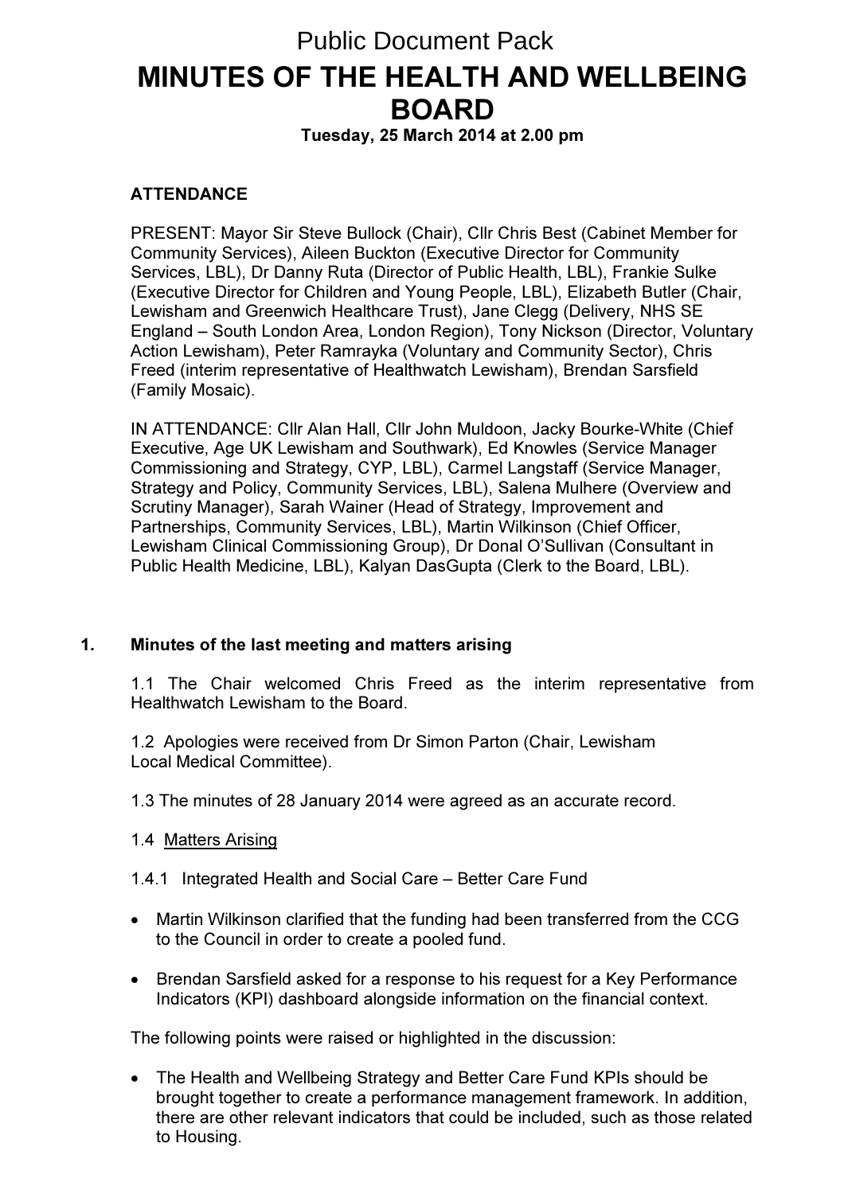Public Document Pack

# MINUTES OF THE HEALTH AND WELLBEING BOARD

**Tuesday, 25 March 2014 at 2.00 pm**

**ATTENDANCE**

PRESENT: Mayor Sir Steve Bullock (Chair), Cllr Chris Best (Cabinet Member for Community Services), Aileen Buckton (Executive Director for Community Services, LBL), Dr Danny Ruta (Director of Public Health, LBL), Frankie Sulke (Executive Director for Children and Young People, LBL), Elizabeth Butler (Chair, Lewisham and Greenwich Healthcare Trust), Jane Clegg (Delivery, NHS SE England – South London Area, London Region), Tony Nickson (Director, Voluntary Action Lewisham), Peter Ramrayka (Voluntary and Community Sector), Chris Freed (interim representative of Healthwatch Lewisham), Brendan Sarsfield (Family Mosaic).

IN ATTENDANCE: Cllr Alan Hall, Cllr John Muldoon, Jacky Bourke-White (Chief Executive, Age UK Lewisham and Southwark), Ed Knowles (Service Manager Commissioning and Strategy, CYP, LBL), Carmel Langstaff (Service Manager, Strategy and Policy, Community Services, LBL), Salena Mulhere (Overview and Scrutiny Manager), Sarah Wainer (Head of Strategy, Improvement and Partnerships, Community Services, LBL), Martin Wilkinson (Chief Officer, Lewisham Clinical Commissioning Group), Dr Donal O'Sullivan (Consultant in Public Health Medicine, LBL), Kalyan DasGupta (Clerk to the Board, LBL).

## 1. Minutes of the last meeting and matters arising

1.1 The Chair welcomed Chris Freed as the interim representative from Healthwatch Lewisham to the Board.

1.2 Apologies were received from Dr Simon Parton (Chair, Lewisham Local Medical Committee).

1.3 The minutes of 28 January 2014 were agreed as an accurate record.

1.4 Matters Arising

1.4.1 Integrated Health and Social Care – Better Care Fund

- Martin Wilkinson clarified that the funding had been transferred from the CCG to the Council in order to create a pooled fund.
- Brendan Sarsfield asked for a response to his request for a Key Performance Indicators (KPI) dashboard alongside information on the financial context.

The following points were raised or highlighted in the discussion:

- The Health and Wellbeing Strategy and Better Care Fund KPIs should be brought together to create a performance management framework. In addition, there are other relevant indicators that could be included, such as those related to Housing.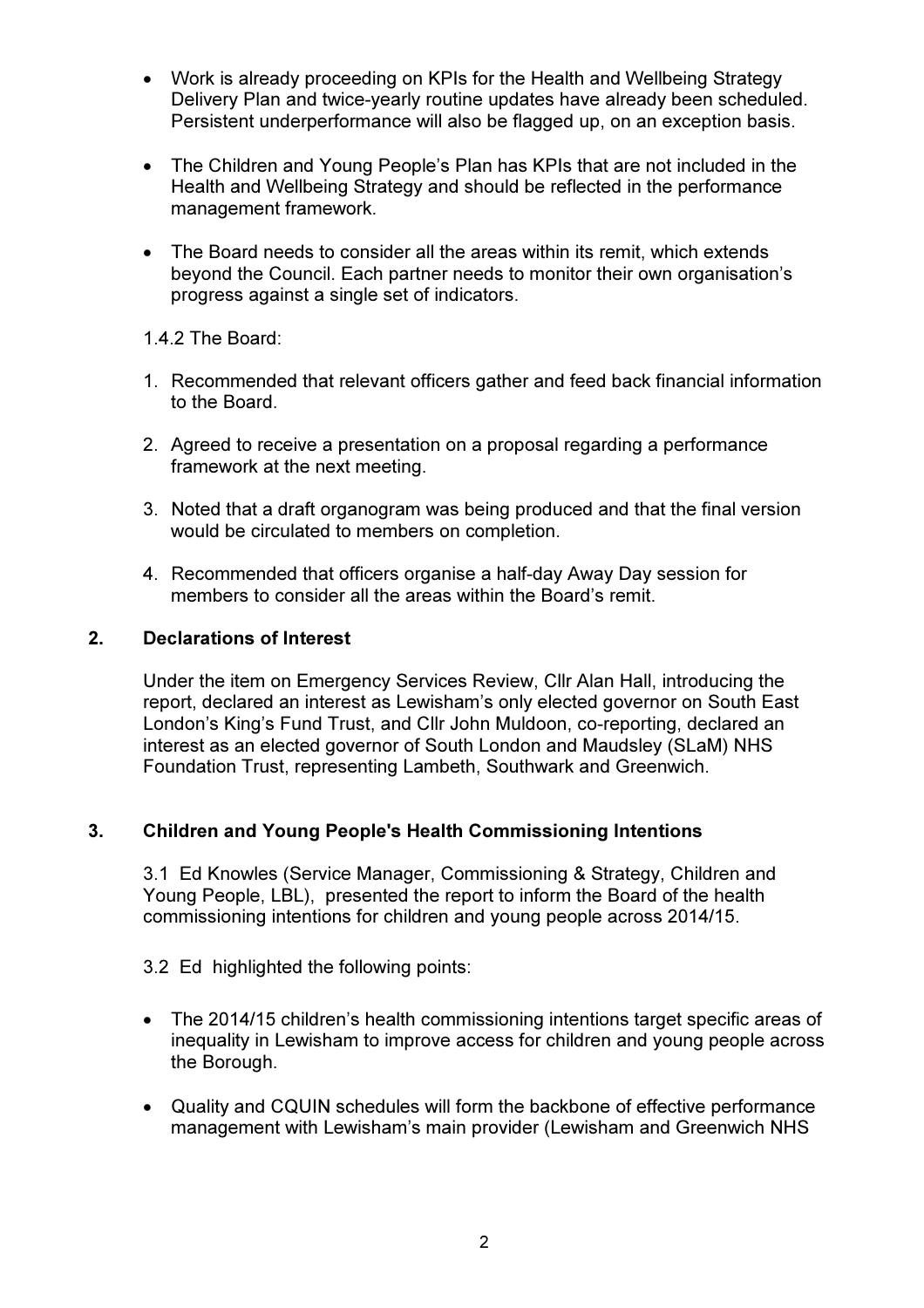- Work is already proceeding on KPIs for the Health and Wellbeing Strategy Delivery Plan and twice-yearly routine updates have already been scheduled. Persistent underperformance will also be flagged up, on an exception basis.

- The Children and Young People's Plan has KPIs that are not included in the Health and Wellbeing Strategy and should be reflected in the performance management framework.

- The Board needs to consider all the areas within its remit, which extends beyond the Council. Each partner needs to monitor their own organisation's progress against a single set of indicators.

1.4.2 The Board:

1. Recommended that relevant officers gather and feed back financial information to the Board.

2. Agreed to receive a presentation on a proposal regarding a performance framework at the next meeting.

3. Noted that a draft organogram was being produced and that the final version would be circulated to members on completion.

4. Recommended that officers organise a half-day Away Day session for members to consider all the areas within the Board's remit.

## 2. Declarations of Interest

Under the item on Emergency Services Review, Cllr Alan Hall, introducing the report, declared an interest as Lewisham's only elected governor on South East London's King's Fund Trust, and Cllr John Muldoon, co-reporting, declared an interest as an elected governor of South London and Maudsley (SLaM) NHS Foundation Trust, representing Lambeth, Southwark and Greenwich.

## 3. Children and Young People's Health Commissioning Intentions

3.1 Ed Knowles (Service Manager, Commissioning & Strategy, Children and Young People, LBL), presented the report to inform the Board of the health commissioning intentions for children and young people across 2014/15.

3.2 Ed highlighted the following points:

- The 2014/15 children's health commissioning intentions target specific areas of inequality in Lewisham to improve access for children and young people across the Borough.

- Quality and CQUIN schedules will form the backbone of effective performance management with Lewisham's main provider (Lewisham and Greenwich NHS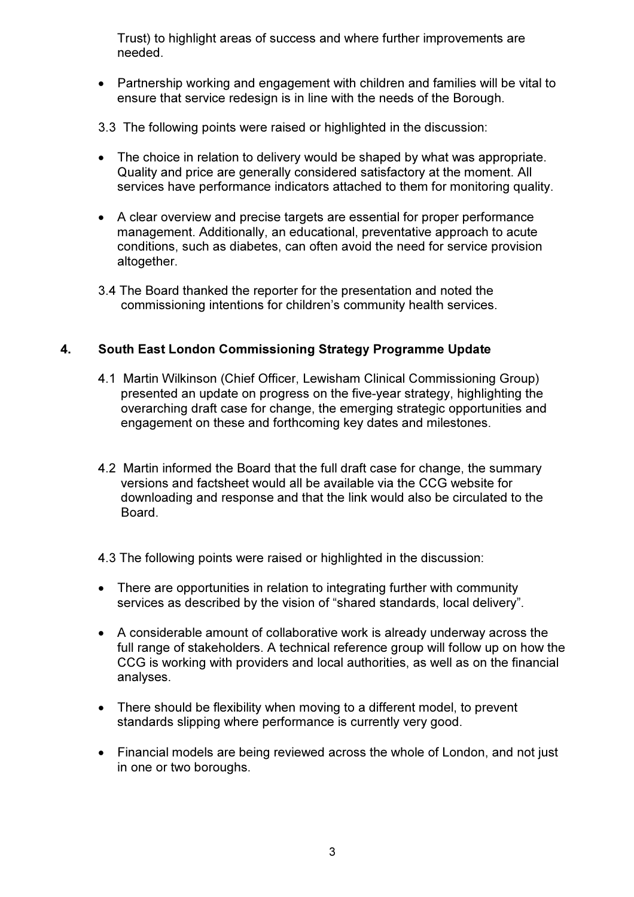Trust) to highlight areas of success and where further improvements are needed.

- Partnership working and engagement with children and families will be vital to ensure that service redesign is in line with the needs of the Borough.

3.3 The following points were raised or highlighted in the discussion:

- The choice in relation to delivery would be shaped by what was appropriate. Quality and price are generally considered satisfactory at the moment. All services have performance indicators attached to them for monitoring quality.

- A clear overview and precise targets are essential for proper performance management. Additionally, an educational, preventative approach to acute conditions, such as diabetes, can often avoid the need for service provision altogether.

3.4 The Board thanked the reporter for the presentation and noted the commissioning intentions for children's community health services.

## 4. South East London Commissioning Strategy Programme Update

4.1 Martin Wilkinson (Chief Officer, Lewisham Clinical Commissioning Group) presented an update on progress on the five-year strategy, highlighting the overarching draft case for change, the emerging strategic opportunities and engagement on these and forthcoming key dates and milestones.

4.2 Martin informed the Board that the full draft case for change, the summary versions and factsheet would all be available via the CCG website for downloading and response and that the link would also be circulated to the Board.

4.3 The following points were raised or highlighted in the discussion:

- There are opportunities in relation to integrating further with community services as described by the vision of "shared standards, local delivery".

- A considerable amount of collaborative work is already underway across the full range of stakeholders. A technical reference group will follow up on how the CCG is working with providers and local authorities, as well as on the financial analyses.

- There should be flexibility when moving to a different model, to prevent standards slipping where performance is currently very good.

- Financial models are being reviewed across the whole of London, and not just in one or two boroughs.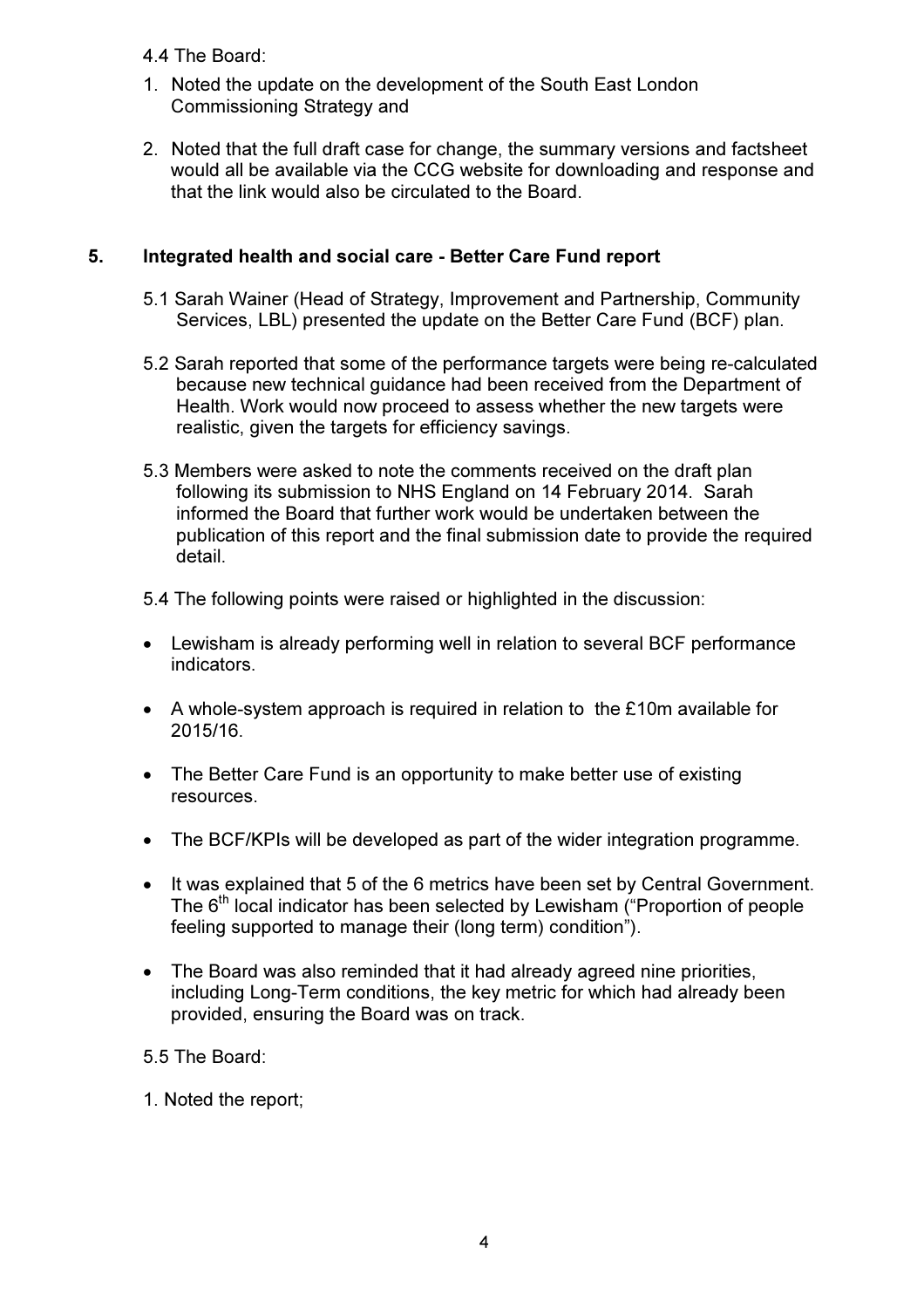4.4 The Board:

1. Noted the update on the development of the South East London Commissioning Strategy and

2. Noted that the full draft case for change, the summary versions and factsheet would all be available via the CCG website for downloading and response and that the link would also be circulated to the Board.

## 5. Integrated health and social care - Better Care Fund report

5.1 Sarah Wainer (Head of Strategy, Improvement and Partnership, Community Services, LBL) presented the update on the Better Care Fund (BCF) plan.

5.2 Sarah reported that some of the performance targets were being re-calculated because new technical guidance had been received from the Department of Health. Work would now proceed to assess whether the new targets were realistic, given the targets for efficiency savings.

5.3 Members were asked to note the comments received on the draft plan following its submission to NHS England on 14 February 2014. Sarah informed the Board that further work would be undertaken between the publication of this report and the final submission date to provide the required detail.

5.4 The following points were raised or highlighted in the discussion:

- Lewisham is already performing well in relation to several BCF performance indicators.

- A whole-system approach is required in relation to the £10m available for 2015/16.

- The Better Care Fund is an opportunity to make better use of existing resources.

- The BCF/KPIs will be developed as part of the wider integration programme.

- It was explained that 5 of the 6 metrics have been set by Central Government. The 6th local indicator has been selected by Lewisham ("Proportion of people feeling supported to manage their (long term) condition").

- The Board was also reminded that it had already agreed nine priorities, including Long-Term conditions, the key metric for which had already been provided, ensuring the Board was on track.

5.5 The Board:

1. Noted the report;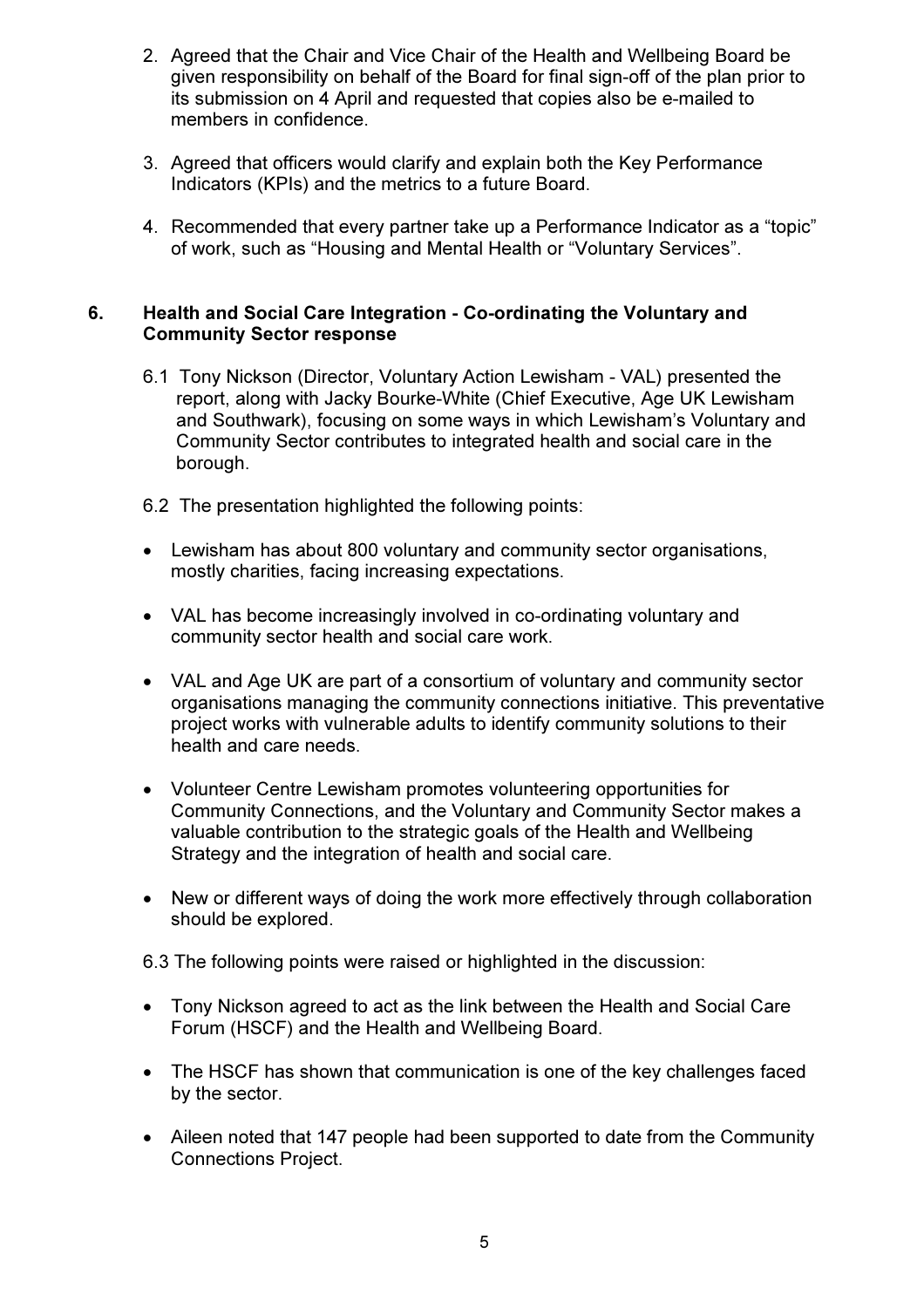2. Agreed that the Chair and Vice Chair of the Health and Wellbeing Board be given responsibility on behalf of the Board for final sign-off of the plan prior to its submission on 4 April and requested that copies also be e-mailed to members in confidence.

3. Agreed that officers would clarify and explain both the Key Performance Indicators (KPIs) and the metrics to a future Board.

4. Recommended that every partner take up a Performance Indicator as a "topic" of work, such as "Housing and Mental Health or "Voluntary Services".

## 6. Health and Social Care Integration - Co-ordinating the Voluntary and Community Sector response

6.1 Tony Nickson (Director, Voluntary Action Lewisham - VAL) presented the report, along with Jacky Bourke-White (Chief Executive, Age UK Lewisham and Southwark), focusing on some ways in which Lewisham's Voluntary and Community Sector contributes to integrated health and social care in the borough.

6.2 The presentation highlighted the following points:

- Lewisham has about 800 voluntary and community sector organisations, mostly charities, facing increasing expectations.
- VAL has become increasingly involved in co-ordinating voluntary and community sector health and social care work.
- VAL and Age UK are part of a consortium of voluntary and community sector organisations managing the community connections initiative. This preventative project works with vulnerable adults to identify community solutions to their health and care needs.
- Volunteer Centre Lewisham promotes volunteering opportunities for Community Connections, and the Voluntary and Community Sector makes a valuable contribution to the strategic goals of the Health and Wellbeing Strategy and the integration of health and social care.
- New or different ways of doing the work more effectively through collaboration should be explored.

6.3 The following points were raised or highlighted in the discussion:

- Tony Nickson agreed to act as the link between the Health and Social Care Forum (HSCF) and the Health and Wellbeing Board.
- The HSCF has shown that communication is one of the key challenges faced by the sector.
- Aileen noted that 147 people had been supported to date from the Community Connections Project.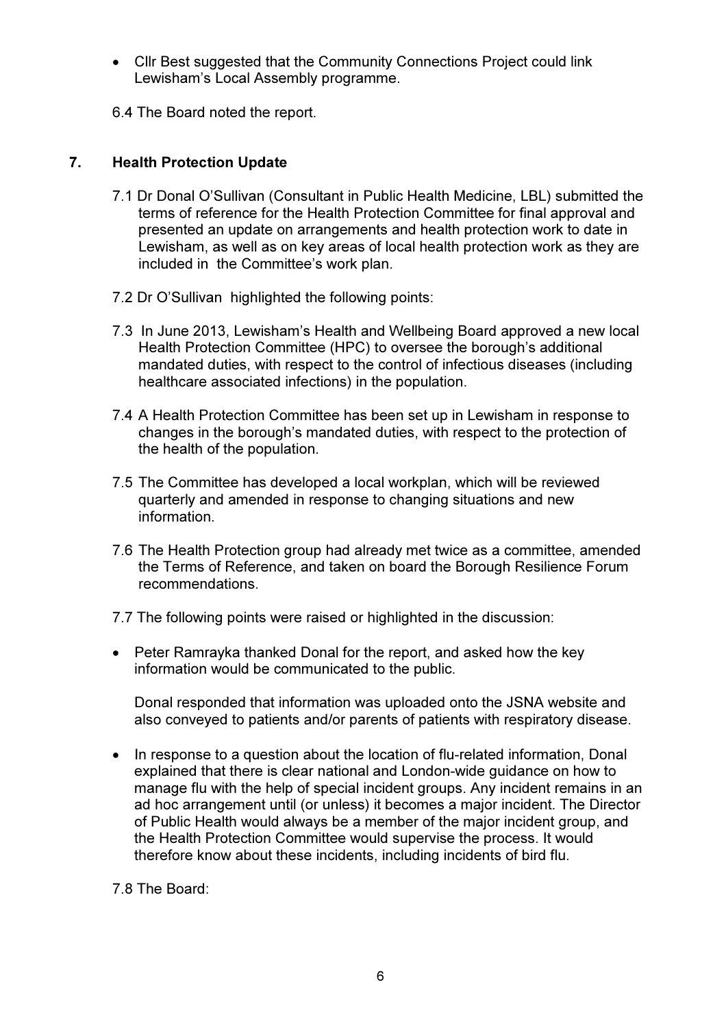- Cllr Best suggested that the Community Connections Project could link Lewisham's Local Assembly programme.

6.4 The Board noted the report.

## 7. Health Protection Update

7.1 Dr Donal O'Sullivan (Consultant in Public Health Medicine, LBL) submitted the terms of reference for the Health Protection Committee for final approval and presented an update on arrangements and health protection work to date in Lewisham, as well as on key areas of local health protection work as they are included in the Committee's work plan.

7.2 Dr O'Sullivan highlighted the following points:

7.3 In June 2013, Lewisham's Health and Wellbeing Board approved a new local Health Protection Committee (HPC) to oversee the borough's additional mandated duties, with respect to the control of infectious diseases (including healthcare associated infections) in the population.

7.4 A Health Protection Committee has been set up in Lewisham in response to changes in the borough's mandated duties, with respect to the protection of the health of the population.

7.5 The Committee has developed a local workplan, which will be reviewed quarterly and amended in response to changing situations and new information.

7.6 The Health Protection group had already met twice as a committee, amended the Terms of Reference, and taken on board the Borough Resilience Forum recommendations.

7.7 The following points were raised or highlighted in the discussion:

- Peter Ramrayka thanked Donal for the report, and asked how the key information would be communicated to the public.

  Donal responded that information was uploaded onto the JSNA website and also conveyed to patients and/or parents of patients with respiratory disease.

- In response to a question about the location of flu-related information, Donal explained that there is clear national and London-wide guidance on how to manage flu with the help of special incident groups. Any incident remains in an ad hoc arrangement until (or unless) it becomes a major incident. The Director of Public Health would always be a member of the major incident group, and the Health Protection Committee would supervise the process. It would therefore know about these incidents, including incidents of bird flu.

7.8 The Board: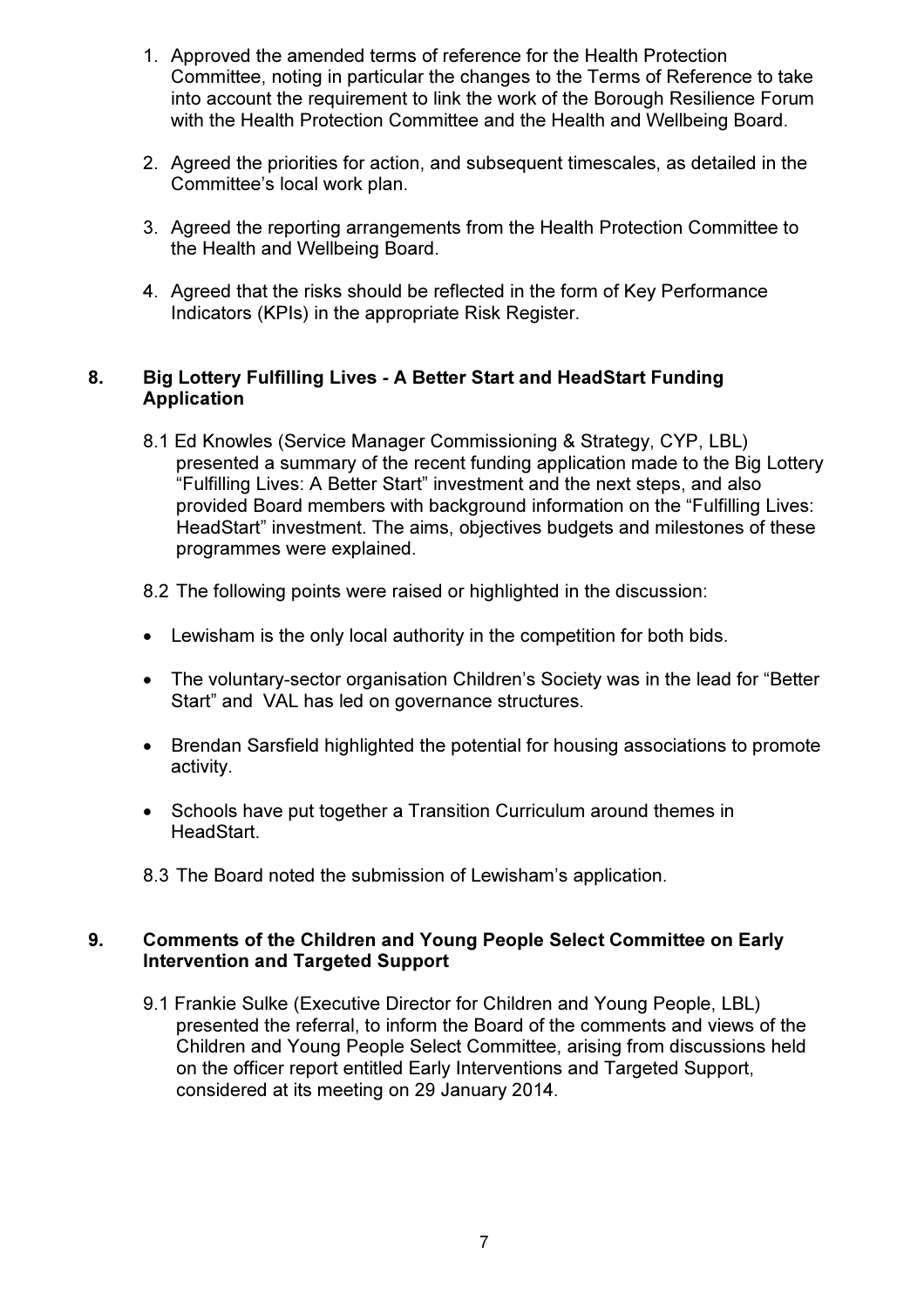1. Approved the amended terms of reference for the Health Protection Committee, noting in particular the changes to the Terms of Reference to take into account the requirement to link the work of the Borough Resilience Forum with the Health Protection Committee and the Health and Wellbeing Board.

2. Agreed the priorities for action, and subsequent timescales, as detailed in the Committee's local work plan.

3. Agreed the reporting arrangements from the Health Protection Committee to the Health and Wellbeing Board.

4. Agreed that the risks should be reflected in the form of Key Performance Indicators (KPIs) in the appropriate Risk Register.

## 8. Big Lottery Fulfilling Lives - A Better Start and HeadStart Funding Application

8.1 Ed Knowles (Service Manager Commissioning & Strategy, CYP, LBL) presented a summary of the recent funding application made to the Big Lottery "Fulfilling Lives: A Better Start" investment and the next steps, and also provided Board members with background information on the "Fulfilling Lives: HeadStart" investment. The aims, objectives budgets and milestones of these programmes were explained.

8.2 The following points were raised or highlighted in the discussion:

- Lewisham is the only local authority in the competition for both bids.
- The voluntary-sector organisation Children's Society was in the lead for "Better Start" and VAL has led on governance structures.
- Brendan Sarsfield highlighted the potential for housing associations to promote activity.
- Schools have put together a Transition Curriculum around themes in HeadStart.

8.3 The Board noted the submission of Lewisham's application.

## 9. Comments of the Children and Young People Select Committee on Early Intervention and Targeted Support

9.1 Frankie Sulke (Executive Director for Children and Young People, LBL) presented the referral, to inform the Board of the comments and views of the Children and Young People Select Committee, arising from discussions held on the officer report entitled Early Interventions and Targeted Support, considered at its meeting on 29 January 2014.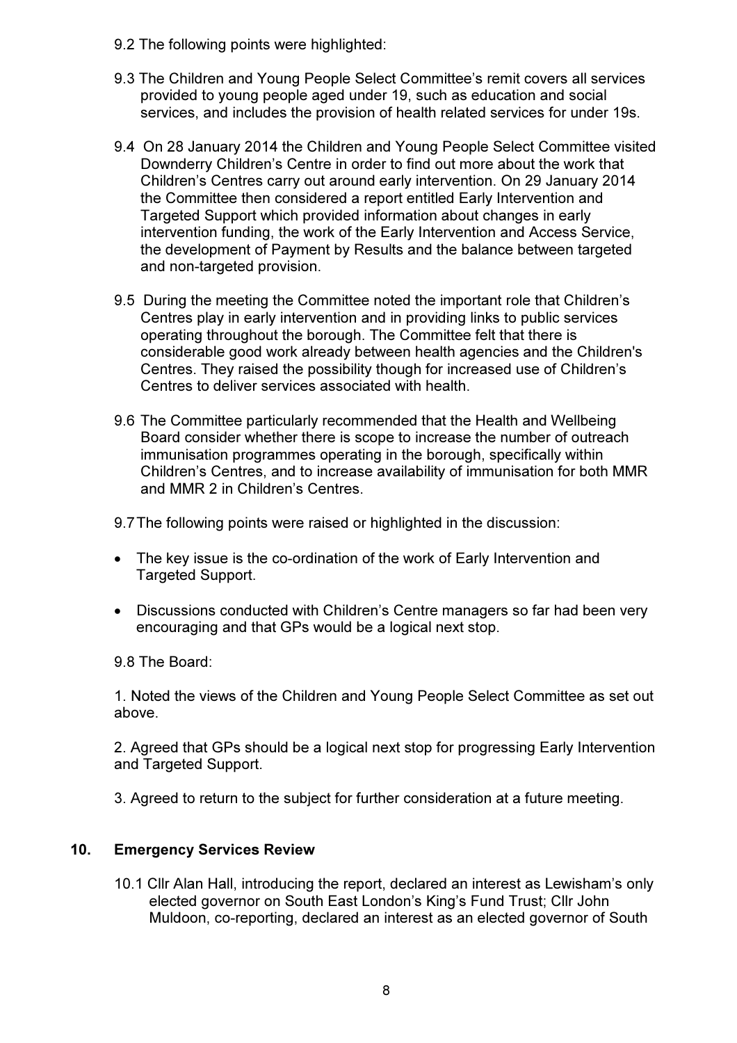9.2 The following points were highlighted:

9.3 The Children and Young People Select Committee's remit covers all services provided to young people aged under 19, such as education and social services, and includes the provision of health related services for under 19s.

9.4 On 28 January 2014 the Children and Young People Select Committee visited Downderry Children's Centre in order to find out more about the work that Children's Centres carry out around early intervention. On 29 January 2014 the Committee then considered a report entitled Early Intervention and Targeted Support which provided information about changes in early intervention funding, the work of the Early Intervention and Access Service, the development of Payment by Results and the balance between targeted and non-targeted provision.

9.5 During the meeting the Committee noted the important role that Children's Centres play in early intervention and in providing links to public services operating throughout the borough. The Committee felt that there is considerable good work already between health agencies and the Children's Centres. They raised the possibility though for increased use of Children's Centres to deliver services associated with health.

9.6 The Committee particularly recommended that the Health and Wellbeing Board consider whether there is scope to increase the number of outreach immunisation programmes operating in the borough, specifically within Children's Centres, and to increase availability of immunisation for both MMR and MMR 2 in Children's Centres.

9.7 The following points were raised or highlighted in the discussion:

- The key issue is the co-ordination of the work of Early Intervention and Targeted Support.
- Discussions conducted with Children's Centre managers so far had been very encouraging and that GPs would be a logical next stop.

9.8 The Board:

1. Noted the views of the Children and Young People Select Committee as set out above.

2. Agreed that GPs should be a logical next stop for progressing Early Intervention and Targeted Support.

3. Agreed to return to the subject for further consideration at a future meeting.

## 10. Emergency Services Review

10.1 Cllr Alan Hall, introducing the report, declared an interest as Lewisham's only elected governor on South East London's King's Fund Trust; Cllr John Muldoon, co-reporting, declared an interest as an elected governor of South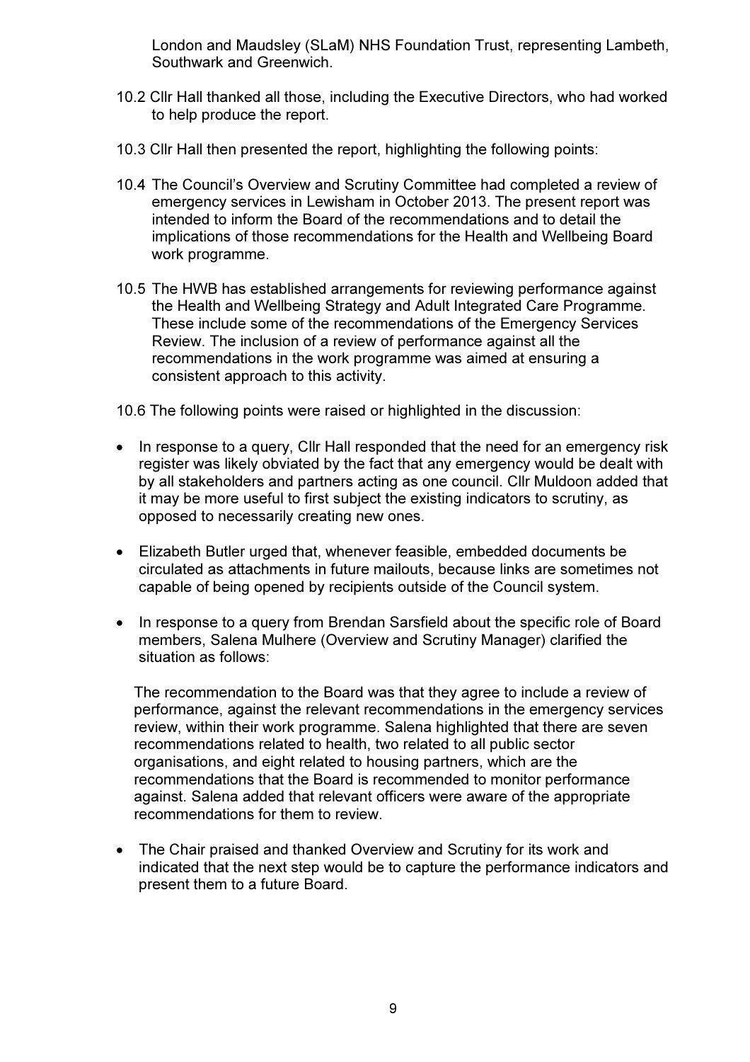London and Maudsley (SLaM) NHS Foundation Trust, representing Lambeth, Southwark and Greenwich.

10.2 Cllr Hall thanked all those, including the Executive Directors, who had worked to help produce the report.

10.3 Cllr Hall then presented the report, highlighting the following points:

10.4 The Council's Overview and Scrutiny Committee had completed a review of emergency services in Lewisham in October 2013. The present report was intended to inform the Board of the recommendations and to detail the implications of those recommendations for the Health and Wellbeing Board work programme.

10.5 The HWB has established arrangements for reviewing performance against the Health and Wellbeing Strategy and Adult Integrated Care Programme. These include some of the recommendations of the Emergency Services Review. The inclusion of a review of performance against all the recommendations in the work programme was aimed at ensuring a consistent approach to this activity.

10.6 The following points were raised or highlighted in the discussion:

- In response to a query, Cllr Hall responded that the need for an emergency risk register was likely obviated by the fact that any emergency would be dealt with by all stakeholders and partners acting as one council. Cllr Muldoon added that it may be more useful to first subject the existing indicators to scrutiny, as opposed to necessarily creating new ones.

- Elizabeth Butler urged that, whenever feasible, embedded documents be circulated as attachments in future mailouts, because links are sometimes not capable of being opened by recipients outside of the Council system.

- In response to a query from Brendan Sarsfield about the specific role of Board members, Salena Mulhere (Overview and Scrutiny Manager) clarified the situation as follows:

  The recommendation to the Board was that they agree to include a review of performance, against the relevant recommendations in the emergency services review, within their work programme. Salena highlighted that there are seven recommendations related to health, two related to all public sector organisations, and eight related to housing partners, which are the recommendations that the Board is recommended to monitor performance against. Salena added that relevant officers were aware of the appropriate recommendations for them to review.

- The Chair praised and thanked Overview and Scrutiny for its work and indicated that the next step would be to capture the performance indicators and present them to a future Board.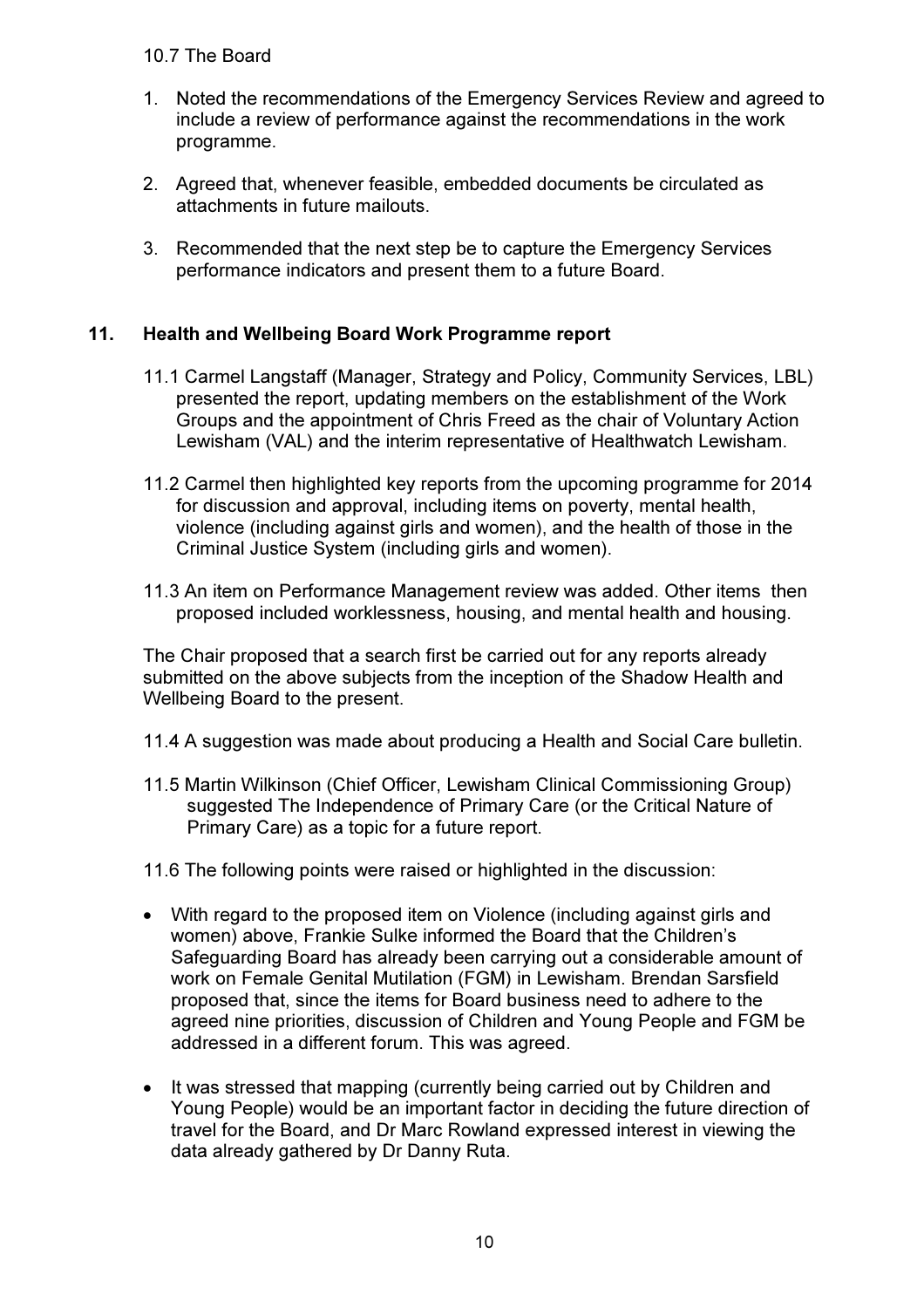10.7 The Board

1. Noted the recommendations of the Emergency Services Review and agreed to include a review of performance against the recommendations in the work programme.

2. Agreed that, whenever feasible, embedded documents be circulated as attachments in future mailouts.

3. Recommended that the next step be to capture the Emergency Services performance indicators and present them to a future Board.

## 11. Health and Wellbeing Board Work Programme report

11.1 Carmel Langstaff (Manager, Strategy and Policy, Community Services, LBL) presented the report, updating members on the establishment of the Work Groups and the appointment of Chris Freed as the chair of Voluntary Action Lewisham (VAL) and the interim representative of Healthwatch Lewisham.

11.2 Carmel then highlighted key reports from the upcoming programme for 2014 for discussion and approval, including items on poverty, mental health, violence (including against girls and women), and the health of those in the Criminal Justice System (including girls and women).

11.3 An item on Performance Management review was added. Other items then proposed included worklessness, housing, and mental health and housing.

The Chair proposed that a search first be carried out for any reports already submitted on the above subjects from the inception of the Shadow Health and Wellbeing Board to the present.

11.4 A suggestion was made about producing a Health and Social Care bulletin.

11.5 Martin Wilkinson (Chief Officer, Lewisham Clinical Commissioning Group) suggested The Independence of Primary Care (or the Critical Nature of Primary Care) as a topic for a future report.

11.6 The following points were raised or highlighted in the discussion:

- With regard to the proposed item on Violence (including against girls and women) above, Frankie Sulke informed the Board that the Children's Safeguarding Board has already been carrying out a considerable amount of work on Female Genital Mutilation (FGM) in Lewisham. Brendan Sarsfield proposed that, since the items for Board business need to adhere to the agreed nine priorities, discussion of Children and Young People and FGM be addressed in a different forum. This was agreed.

- It was stressed that mapping (currently being carried out by Children and Young People) would be an important factor in deciding the future direction of travel for the Board, and Dr Marc Rowland expressed interest in viewing the data already gathered by Dr Danny Ruta.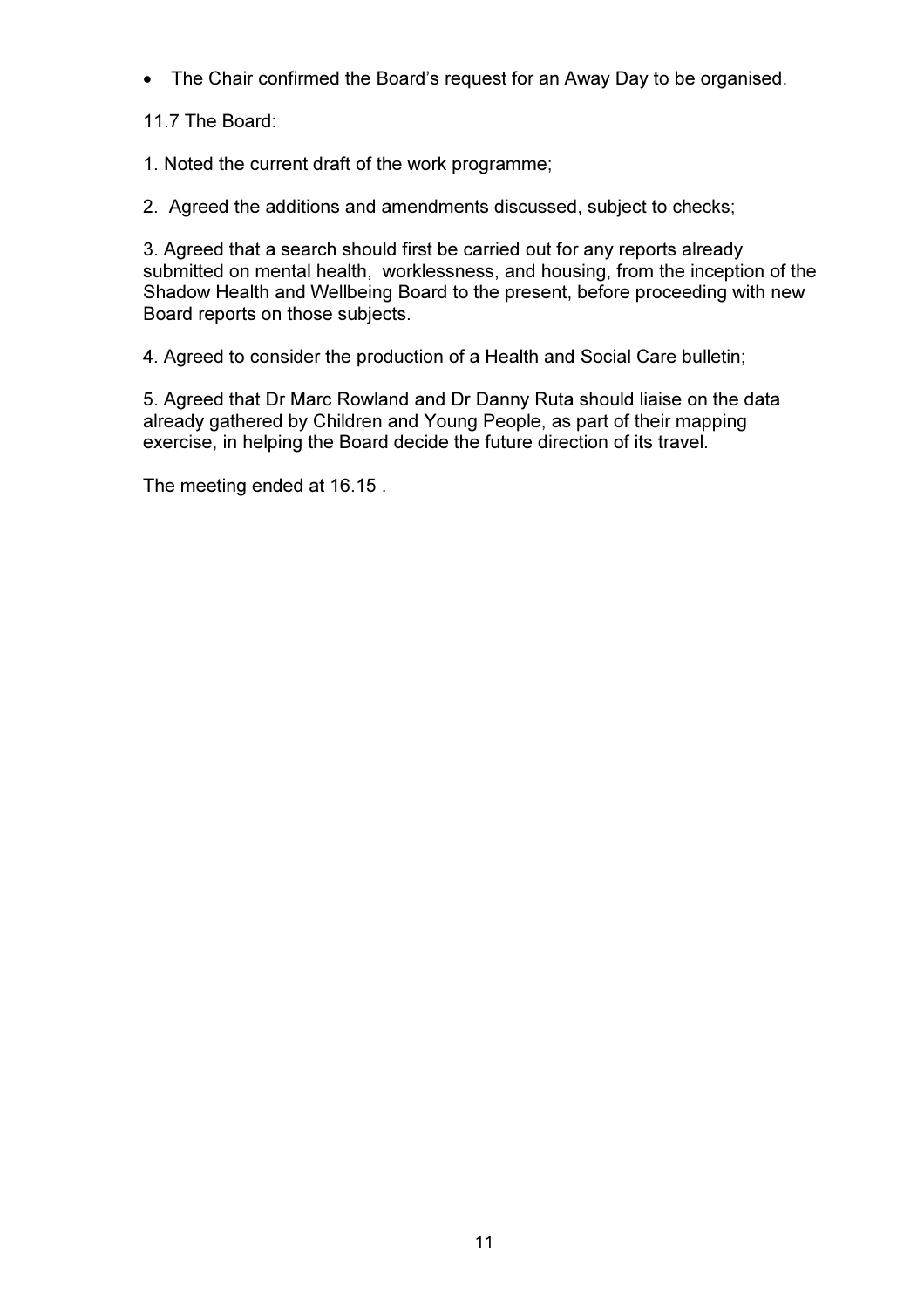- The Chair confirmed the Board's request for an Away Day to be organised.

11.7 The Board:

1. Noted the current draft of the work programme;

2. Agreed the additions and amendments discussed, subject to checks;

3. Agreed that a search should first be carried out for any reports already submitted on mental health, worklessness, and housing, from the inception of the Shadow Health and Wellbeing Board to the present, before proceeding with new Board reports on those subjects.

4. Agreed to consider the production of a Health and Social Care bulletin;

5. Agreed that Dr Marc Rowland and Dr Danny Ruta should liaise on the data already gathered by Children and Young People, as part of their mapping exercise, in helping the Board decide the future direction of its travel.

The meeting ended at 16.15 .